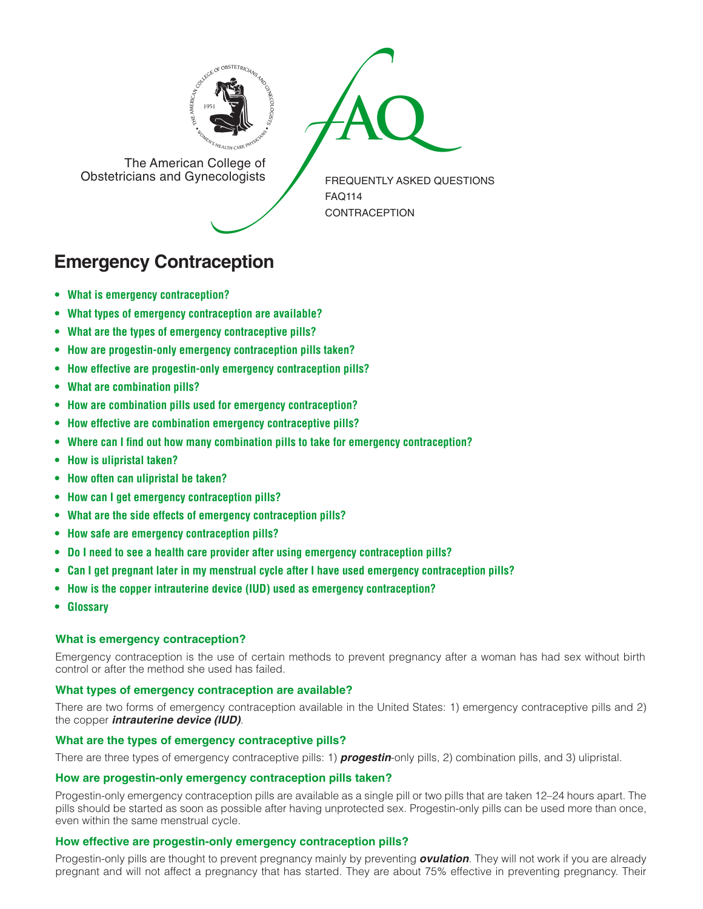The American College of Obstetricians and Gynecologists

FREQUENTLY ASKED QUESTIONS
FAQ114
CONTRACEPTION

# Emergency Contraception

- **What is emergency contraception?**
- **What types of emergency contraception are available?**
- **What are the types of emergency contraceptive pills?**
- **How are progestin-only emergency contraception pills taken?**
- **How effective are progestin-only emergency contraception pills?**
- **What are combination pills?**
- **How are combination pills used for emergency contraception?**
- **How effective are combination emergency contraceptive pills?**
- **Where can I find out how many combination pills to take for emergency contraception?**
- **How is ulipristal taken?**
- **How often can ulipristal be taken?**
- **How can I get emergency contraception pills?**
- **What are the side effects of emergency contraception pills?**
- **How safe are emergency contraception pills?**
- **Do I need to see a health care provider after using emergency contraception pills?**
- **Can I get pregnant later in my menstrual cycle after I have used emergency contraception pills?**
- **How is the copper intrauterine device (IUD) used as emergency contraception?**
- **Glossary**

### What is emergency contraception?

Emergency contraception is the use of certain methods to prevent pregnancy after a woman has had sex without birth control or after the method she used has failed.

### What types of emergency contraception are available?

There are two forms of emergency contraception available in the United States: 1) emergency contraceptive pills and 2) the copper ***intrauterine device (IUD)***.

### What are the types of emergency contraceptive pills?

There are three types of emergency contraceptive pills: 1) ***progestin***-only pills, 2) combination pills, and 3) ulipristal.

### How are progestin-only emergency contraception pills taken?

Progestin-only emergency contraception pills are available as a single pill or two pills that are taken 12–24 hours apart. The pills should be started as soon as possible after having unprotected sex. Progestin-only pills can be used more than once, even within the same menstrual cycle.

### How effective are progestin-only emergency contraception pills?

Progestin-only pills are thought to prevent pregnancy mainly by preventing ***ovulation***. They will not work if you are already pregnant and will not affect a pregnancy that has started. They are about 75% effective in preventing pregnancy. Their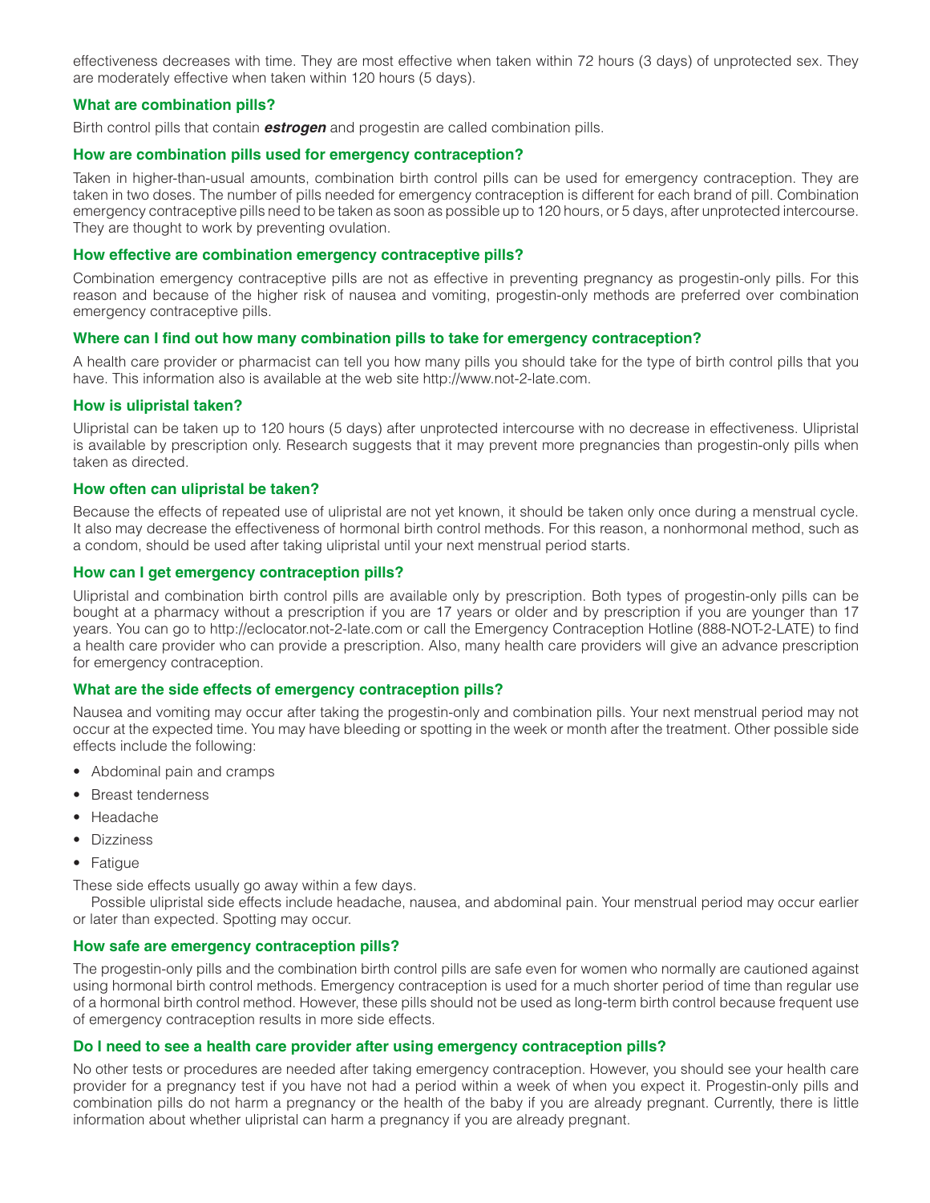effectiveness decreases with time. They are most effective when taken within 72 hours (3 days) of unprotected sex. They are moderately effective when taken within 120 hours (5 days).

### What are combination pills?

Birth control pills that contain ***estrogen*** and progestin are called combination pills.

### How are combination pills used for emergency contraception?

Taken in higher-than-usual amounts, combination birth control pills can be used for emergency contraception. They are taken in two doses. The number of pills needed for emergency contraception is different for each brand of pill. Combination emergency contraceptive pills need to be taken as soon as possible up to 120 hours, or 5 days, after unprotected intercourse. They are thought to work by preventing ovulation.

### How effective are combination emergency contraceptive pills?

Combination emergency contraceptive pills are not as effective in preventing pregnancy as progestin-only pills. For this reason and because of the higher risk of nausea and vomiting, progestin-only methods are preferred over combination emergency contraceptive pills.

### Where can I find out how many combination pills to take for emergency contraception?

A health care provider or pharmacist can tell you how many pills you should take for the type of birth control pills that you have. This information also is available at the web site http://www.not-2-late.com.

### How is ulipristal taken?

Ulipristal can be taken up to 120 hours (5 days) after unprotected intercourse with no decrease in effectiveness. Ulipristal is available by prescription only. Research suggests that it may prevent more pregnancies than progestin-only pills when taken as directed.

### How often can ulipristal be taken?

Because the effects of repeated use of ulipristal are not yet known, it should be taken only once during a menstrual cycle. It also may decrease the effectiveness of hormonal birth control methods. For this reason, a nonhormonal method, such as a condom, should be used after taking ulipristal until your next menstrual period starts.

### How can I get emergency contraception pills?

Ulipristal and combination birth control pills are available only by prescription. Both types of progestin-only pills can be bought at a pharmacy without a prescription if you are 17 years or older and by prescription if you are younger than 17 years. You can go to http://eclocator.not-2-late.com or call the Emergency Contraception Hotline (888-NOT-2-LATE) to find a health care provider who can provide a prescription. Also, many health care providers will give an advance prescription for emergency contraception.

### What are the side effects of emergency contraception pills?

Nausea and vomiting may occur after taking the progestin-only and combination pills. Your next menstrual period may not occur at the expected time. You may have bleeding or spotting in the week or month after the treatment. Other possible side effects include the following:

- Abdominal pain and cramps
- Breast tenderness
- Headache
- Dizziness
- Fatigue

These side effects usually go away within a few days.

Possible ulipristal side effects include headache, nausea, and abdominal pain. Your menstrual period may occur earlier or later than expected. Spotting may occur.

### How safe are emergency contraception pills?

The progestin-only pills and the combination birth control pills are safe even for women who normally are cautioned against using hormonal birth control methods. Emergency contraception is used for a much shorter period of time than regular use of a hormonal birth control method. However, these pills should not be used as long-term birth control because frequent use of emergency contraception results in more side effects.

### Do I need to see a health care provider after using emergency contraception pills?

No other tests or procedures are needed after taking emergency contraception. However, you should see your health care provider for a pregnancy test if you have not had a period within a week of when you expect it. Progestin-only pills and combination pills do not harm a pregnancy or the health of the baby if you are already pregnant. Currently, there is little information about whether ulipristal can harm a pregnancy if you are already pregnant.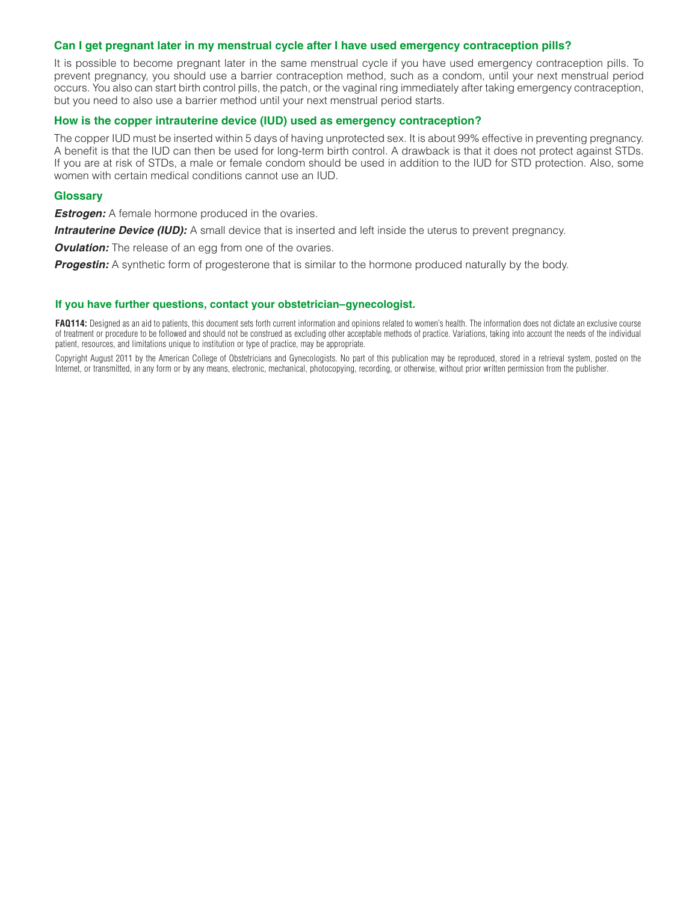### Can I get pregnant later in my menstrual cycle after I have used emergency contraception pills?

It is possible to become pregnant later in the same menstrual cycle if you have used emergency contraception pills. To prevent pregnancy, you should use a barrier contraception method, such as a condom, until your next menstrual period occurs. You also can start birth control pills, the patch, or the vaginal ring immediately after taking emergency contraception, but you need to also use a barrier method until your next menstrual period starts.

### How is the copper intrauterine device (IUD) used as emergency contraception?

The copper IUD must be inserted within 5 days of having unprotected sex. It is about 99% effective in preventing pregnancy. A benefit is that the IUD can then be used for long-term birth control. A drawback is that it does not protect against STDs. If you are at risk of STDs, a male or female condom should be used in addition to the IUD for STD protection. Also, some women with certain medical conditions cannot use an IUD.

### Glossary

***Estrogen:*** A female hormone produced in the ovaries.

***Intrauterine Device (IUD):*** A small device that is inserted and left inside the uterus to prevent pregnancy.

***Ovulation:*** The release of an egg from one of the ovaries.

***Progestin:*** A synthetic form of progesterone that is similar to the hormone produced naturally by the body.

**If you have further questions, contact your obstetrician–gynecologist.**

**FAQ114:** Designed as an aid to patients, this document sets forth current information and opinions related to women's health. The information does not dictate an exclusive course of treatment or procedure to be followed and should not be construed as excluding other acceptable methods of practice. Variations, taking into account the needs of the individual patient, resources, and limitations unique to institution or type of practice, may be appropriate.

Copyright August 2011 by the American College of Obstetricians and Gynecologists. No part of this publication may be reproduced, stored in a retrieval system, posted on the Internet, or transmitted, in any form or by any means, electronic, mechanical, photocopying, recording, or otherwise, without prior written permission from the publisher.